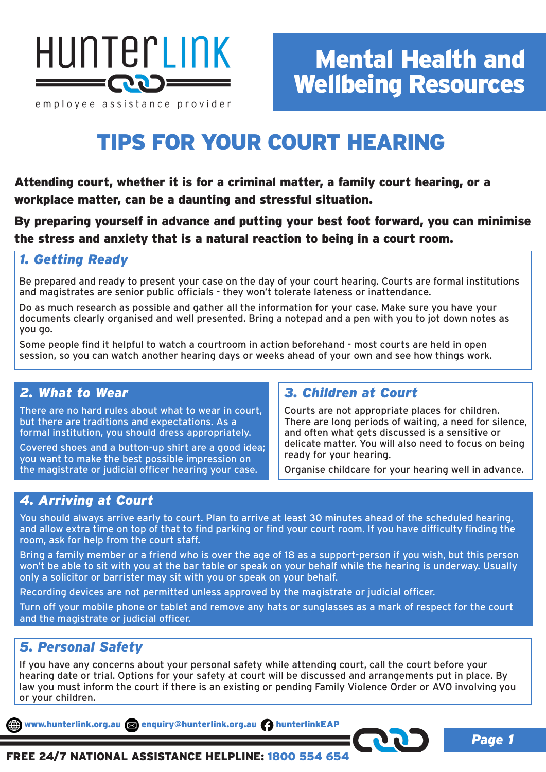HunterLink

employee assistance provider

# Mental Health and Wellbeing Resources

# TIPS FOR YOUR COURT HEARING

**Attending court, whether it is for a criminal matter, a family court hearing, or a workplace matter, can be a daunting and stressful situation.**

**By preparing yourself in advance and putting your best foot forward, you can minimise the stress and anxiety that is a natural reaction to being in a court room.**

## *1. Getting Ready*

Be prepared and ready to present your case on the day of your court hearing. Courts are formal institutions and magistrates are senior public officials - they won't tolerate lateness or inattendance.

Do as much research as possible and gather all the information for your case. Make sure you have your documents clearly organised and well presented. Bring a notepad and a pen with you to jot down notes as you go.

Some people find it helpful to watch a courtroom in action beforehand - most courts are held in open session, so you can watch another hearing days or weeks ahead of your own and see how things work.

## *2. What to Wear*

There are no hard rules about what to wear in court, but there are traditions and expectations. As a formal institution, you should dress appropriately.

Covered shoes and a button-up shirt are a good idea; you want to make the best possible impression on the magistrate or judicial officer hearing your case.

## *3. Children at Court*

Courts are not appropriate places for children. There are long periods of waiting, a need for silence, and often what gets discussed is a sensitive or delicate matter. You will also need to focus on being ready for your hearing.

Organise childcare for your hearing well in advance.

## *4. Arriving at Court*

You should always arrive early to court. Plan to arrive at least 30 minutes ahead of the scheduled hearing, and allow extra time on top of that to find parking or find your court room. If you have difficulty finding the room, ask for help from the court staff.

Bring a family member or a friend who is over the age of 18 as a support-person if you wish, but this person won't be able to sit with you at the bar table or speak on your behalf while the hearing is underway. Usually only a solicitor or barrister may sit with you or speak on your behalf.

Recording devices are not permitted unless approved by the magistrate or judicial officer.

Turn off your mobile phone or tablet and remove any hats or sunglasses as a mark of respect for the court and the magistrate or judicial officer.

## *5. Personal Safety*

If you have any concerns about your personal safety while attending court, call the court before your hearing date or trial. Options for your safety at court will be discussed and arrangements put in place. By law you must inform the court if there is an existing or pending Family Violence Order or AVO involving you or your children.

www.hunterlink.org.au | enquiry@hunterlink.org.au | hunterlinkEAP

**FREE 24/7 NATIONAL ASSISTANCE HELPLINE: 1800 554 654**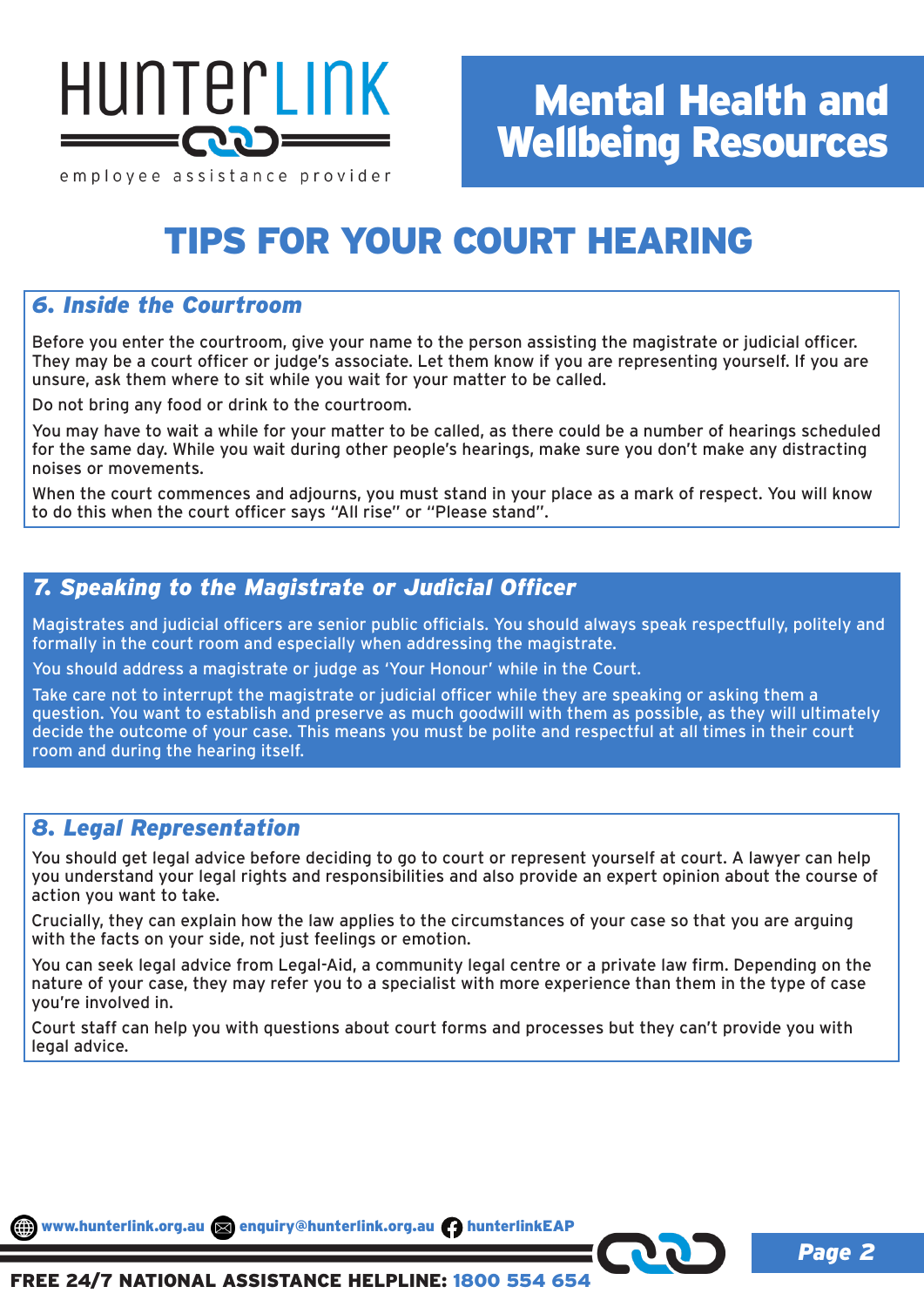# TIPS FOR YOUR COURT HEARING

## *6. Inside the Courtroom*

Before you enter the courtroom, give your name to the person assisting the magistrate or judicial officer. They may be a court officer or judge's associate. Let them know if you are representing yourself. If you are unsure, ask them where to sit while you wait for your matter to be called.

Do not bring any food or drink to the courtroom.

You may have to wait a while for your matter to be called, as there could be a number of hearings scheduled for the same day. While you wait during other people's hearings, make sure you don't make any distracting noises or movements.

When the court commences and adjourns, you must stand in your place as a mark of respect. You will know to do this when the court officer says "All rise" or "Please stand".

## *7. Speaking to the Magistrate or Judicial Officer*

Magistrates and judicial officers are senior public officials. You should always speak respectfully, politely and formally in the court room and especially when addressing the magistrate.

You should address a magistrate or judge as 'Your Honour' while in the Court.

Take care not to interrupt the magistrate or judicial officer while they are speaking or asking them a question. You want to establish and preserve as much goodwill with them as possible, as they will ultimately decide the outcome of your case. This means you must be polite and respectful at all times in their court room and during the hearing itself.

## *8. Legal Representation*

You should get legal advice before deciding to go to court or represent yourself at court. A lawyer can help you understand your legal rights and responsibilities and also provide an expert opinion about the course of action you want to take.

Crucially, they can explain how the law applies to the circumstances of your case so that you are arguing with the facts on your side, not just feelings or emotion.

You can seek legal advice from Legal-Aid, a community legal centre or a private law firm. Depending on the nature of your case, they may refer you to a specialist with more experience than them in the type of case you're involved in.

Court staff can help you with questions about court forms and processes but they can't provide you with legal advice.